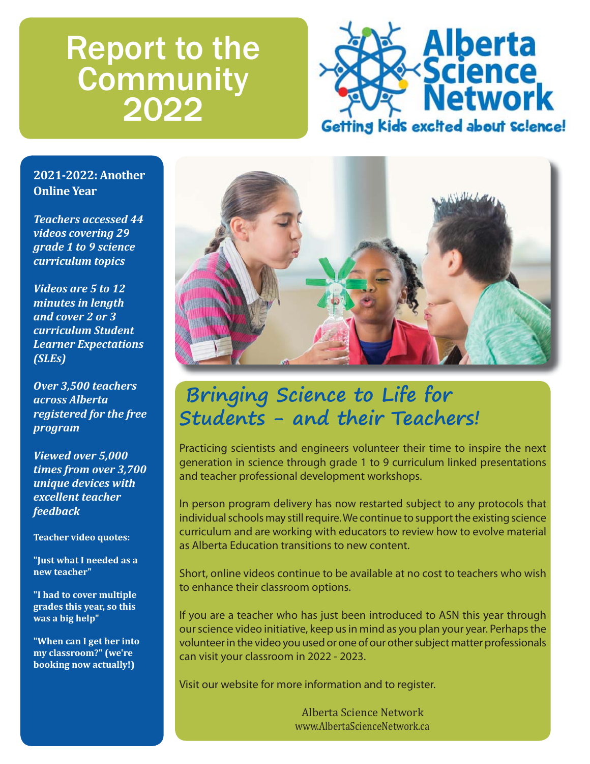# Report to the Community 2022

**Alberta Science Network**

Getting kids excited about science!

## 2021-2022: Another Online Year

***Teachers accessed 44 videos covering 29 grade 1 to 9 science curriculum topics***

***Videos are 5 to 12 minutes in length and cover 2 or 3 curriculum Student Learner Expectations (SLEs)***

***Over 3,500 teachers across Alberta registered for the free program***

***Viewed over 5,000 times from over 3,700 unique devices with excellent teacher feedback***

**Teacher video quotes:**

**"Just what I needed as a new teacher"**

**"I had to cover multiple grades this year, so this was a big help"**

**"When can I get her into my classroom?" (we're booking now actually!)**

## Bringing Science to Life for Students - and their Teachers!

Practicing scientists and engineers volunteer their time to inspire the next generation in science through grade 1 to 9 curriculum linked presentations and teacher professional development workshops.

In person program delivery has now restarted subject to any protocols that individual schools may still require. We continue to support the existing science curriculum and are working with educators to review how to evolve material as Alberta Education transitions to new content.

Short, online videos continue to be available at no cost to teachers who wish to enhance their classroom options.

If you are a teacher who has just been introduced to ASN this year through our science video initiative, keep us in mind as you plan your year. Perhaps the volunteer in the video you used or one of our other subject matter professionals can visit your classroom in 2022 - 2023.

Visit our website for more information and to register.

Alberta Science Network
www.AlbertaScienceNetwork.ca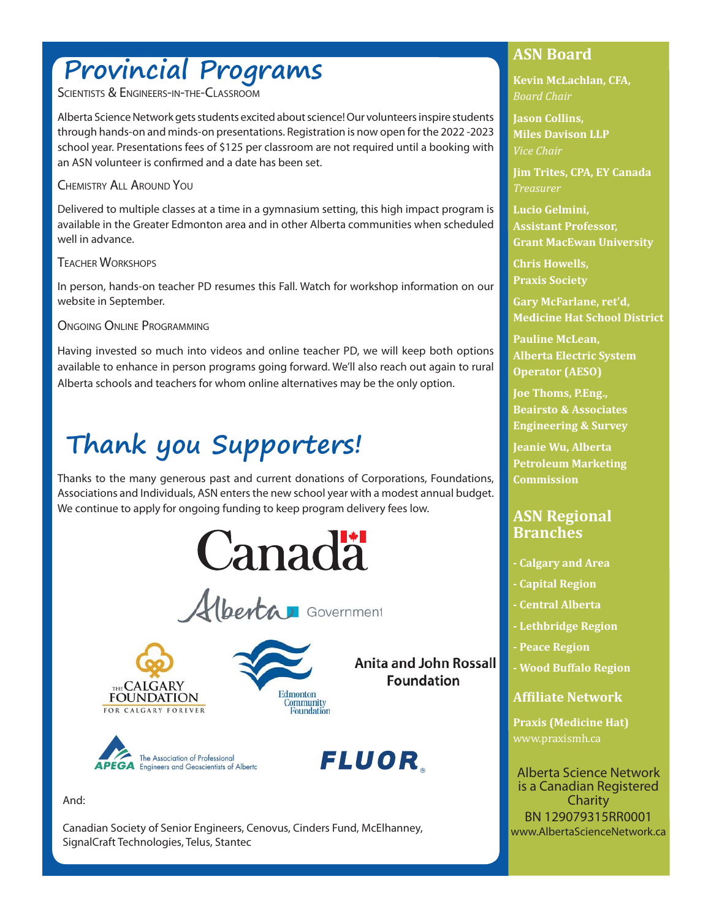# Provincial Programs

SCIENTISTS & ENGINEERS-IN-THE-CLASSROOM

Alberta Science Network gets students excited about science! Our volunteers inspire students through hands-on and minds-on presentations. Registration is now open for the 2022 -2023 school year. Presentations fees of $125 per classroom are not required until a booking with an ASN volunteer is confirmed and a date has been set.

CHEMISTRY ALL AROUND YOU

Delivered to multiple classes at a time in a gymnasium setting, this high impact program is available in the Greater Edmonton area and in other Alberta communities when scheduled well in advance.

TEACHER WORKSHOPS

In person, hands-on teacher PD resumes this Fall. Watch for workshop information on our website in September.

ONGOING ONLINE PROGRAMMING

Having invested so much into videos and online teacher PD, we will keep both options available to enhance in person programs going forward. We'll also reach out again to rural Alberta schools and teachers for whom online alternatives may be the only option.

# Thank you Supporters!

Thanks to the many generous past and current donations of Corporations, Foundations, Associations and Individuals, ASN enters the new school year with a modest annual budget. We continue to apply for ongoing funding to keep program delivery fees low.

Canada

Alberta Government

The Calgary Foundation For Calgary Forever

Edmonton Community Foundation

Anita and John Rossall Foundation

APEGA The Association of Professional Engineers and Geoscientists of Alberta

FLUOR

And:

Canadian Society of Senior Engineers, Cenovus, Cinders Fund, McElhanney, SignalCraft Technologies, Telus, Stantec

## ASN Board

**Kevin McLachlan, CFA,**
*Board Chair*

**Jason Collins, Miles Davison LLP**
*Vice Chair*

**Jim Trites, CPA, EY Canada**
*Treasurer*

**Lucio Gelmini, Assistant Professor, Grant MacEwan University**

**Chris Howells, Praxis Society**

**Gary McFarlane, ret'd, Medicine Hat School District**

**Pauline McLean, Alberta Electric System Operator (AESO)**

**Joe Thoms, P.Eng., Bearisto & Associates Engineering & Survey**

**Jeanie Wu, Alberta Petroleum Marketing Commission**

## ASN Regional Branches

- Calgary and Area
- Capital Region
- Central Alberta
- Lethbridge Region
- Peace Region
- Wood Buffalo Region

## Affiliate Network

**Praxis (Medicine Hat)**
www.praxismh.ca

Alberta Science Network is a Canadian Registered Charity
BN 129079315RR0001
www.AlbertaScienceNetwork.ca